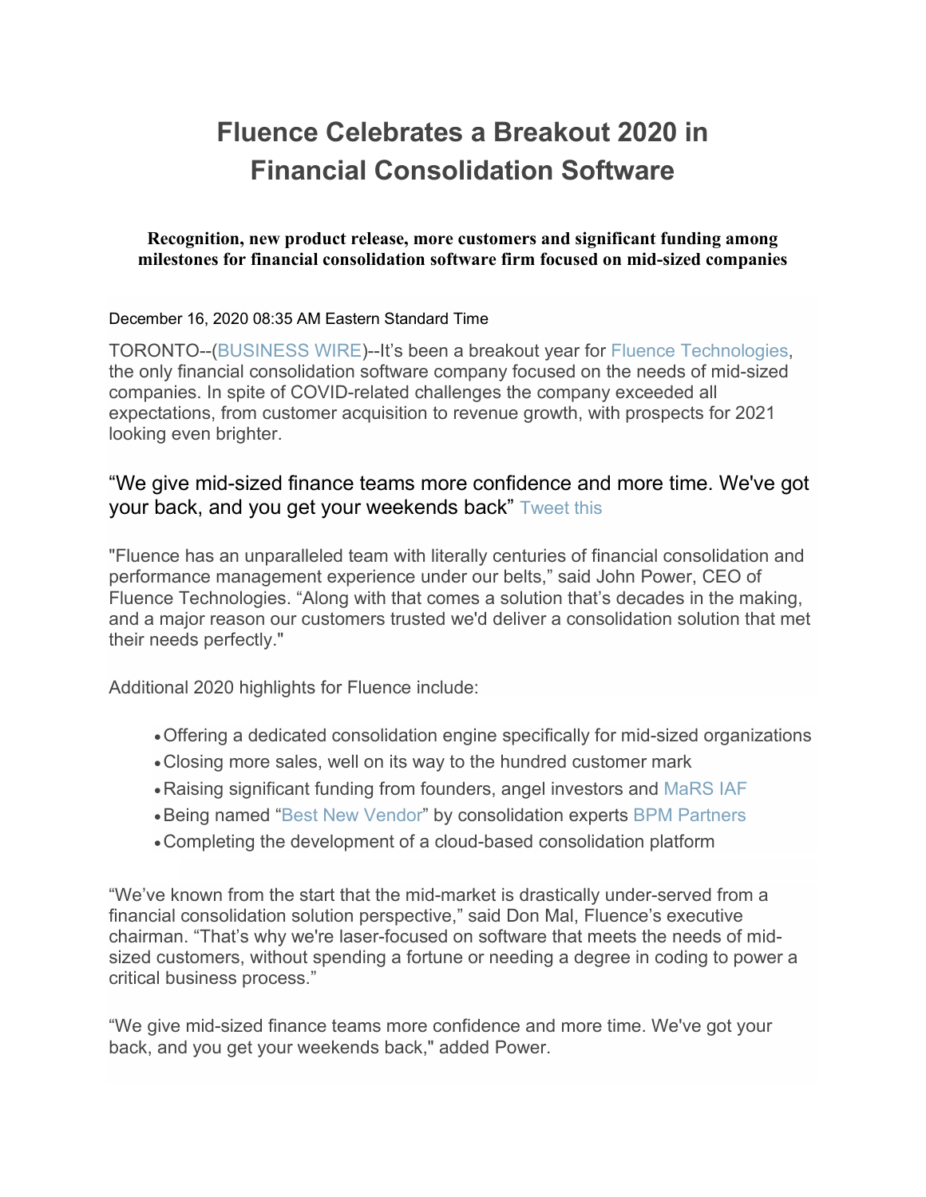# Fluence Celebrates a Breakout 2020 in Financial Consolidation Software

**Recognition, new product release, more customers and significant funding among milestones for financial consolidation software firm focused on mid-sized companies**

December 16, 2020 08:35 AM Eastern Standard Time

TORONTO--(BUSINESS WIRE)--It's been a breakout year for Fluence Technologies, the only financial consolidation software company focused on the needs of mid-sized companies. In spite of COVID-related challenges the company exceeded all expectations, from customer acquisition to revenue growth, with prospects for 2021 looking even brighter.

"We give mid-sized finance teams more confidence and more time. We've got your back, and you get your weekends back" Tweet this

"Fluence has an unparalleled team with literally centuries of financial consolidation and performance management experience under our belts," said John Power, CEO of Fluence Technologies. "Along with that comes a solution that's decades in the making, and a major reason our customers trusted we'd deliver a consolidation solution that met their needs perfectly."

Additional 2020 highlights for Fluence include:

- Offering a dedicated consolidation engine specifically for mid-sized organizations
- Closing more sales, well on its way to the hundred customer mark
- Raising significant funding from founders, angel investors and MaRS IAF
- Being named "Best New Vendor" by consolidation experts BPM Partners
- Completing the development of a cloud-based consolidation platform

"We've known from the start that the mid-market is drastically under-served from a financial consolidation solution perspective," said Don Mal, Fluence's executive chairman. "That's why we're laser-focused on software that meets the needs of mid-sized customers, without spending a fortune or needing a degree in coding to power a critical business process."

"We give mid-sized finance teams more confidence and more time. We've got your back, and you get your weekends back," added Power.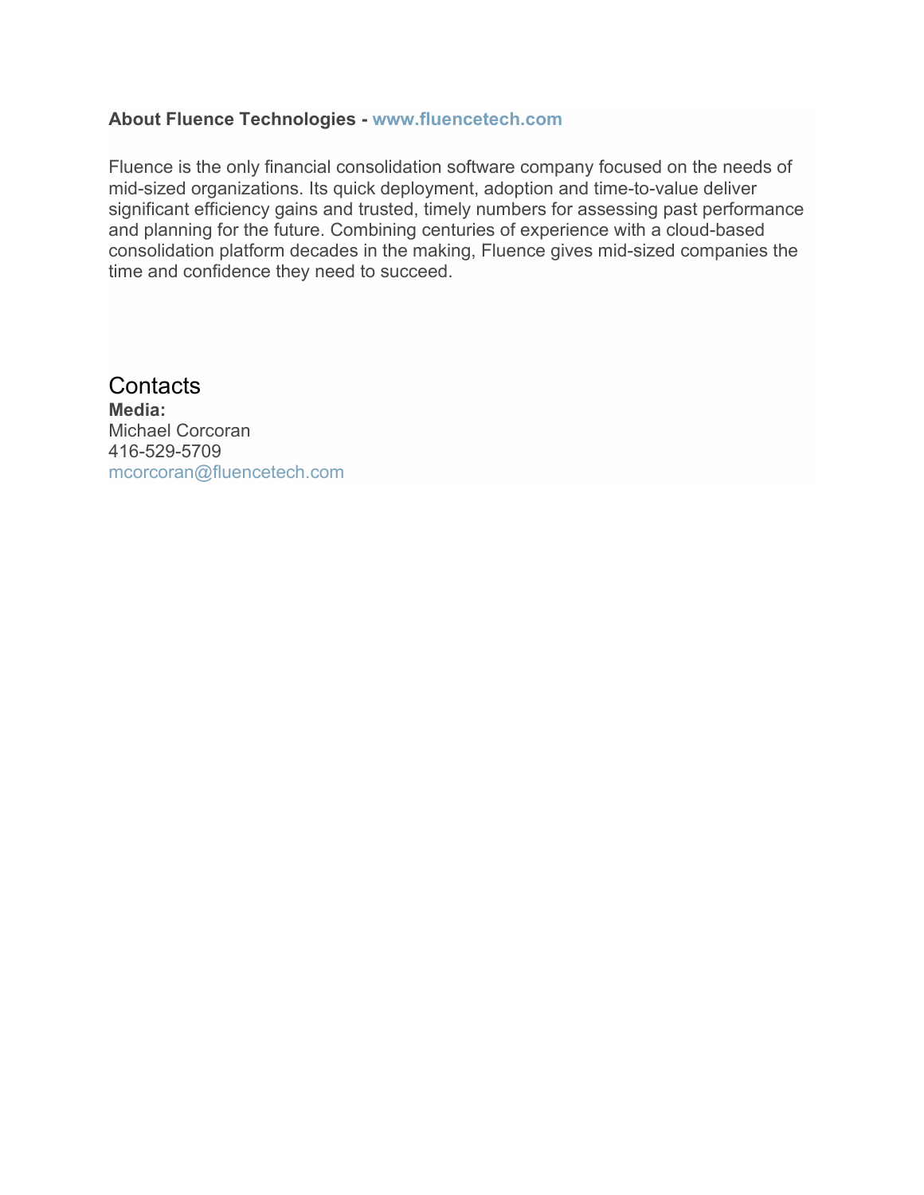**About Fluence Technologies - www.fluencetech.com**

Fluence is the only financial consolidation software company focused on the needs of mid-sized organizations. Its quick deployment, adoption and time-to-value deliver significant efficiency gains and trusted, timely numbers for assessing past performance and planning for the future. Combining centuries of experience with a cloud-based consolidation platform decades in the making, Fluence gives mid-sized companies the time and confidence they need to succeed.

## Contacts

**Media:**
Michael Corcoran
416-529-5709
mcorcoran@fluencetech.com